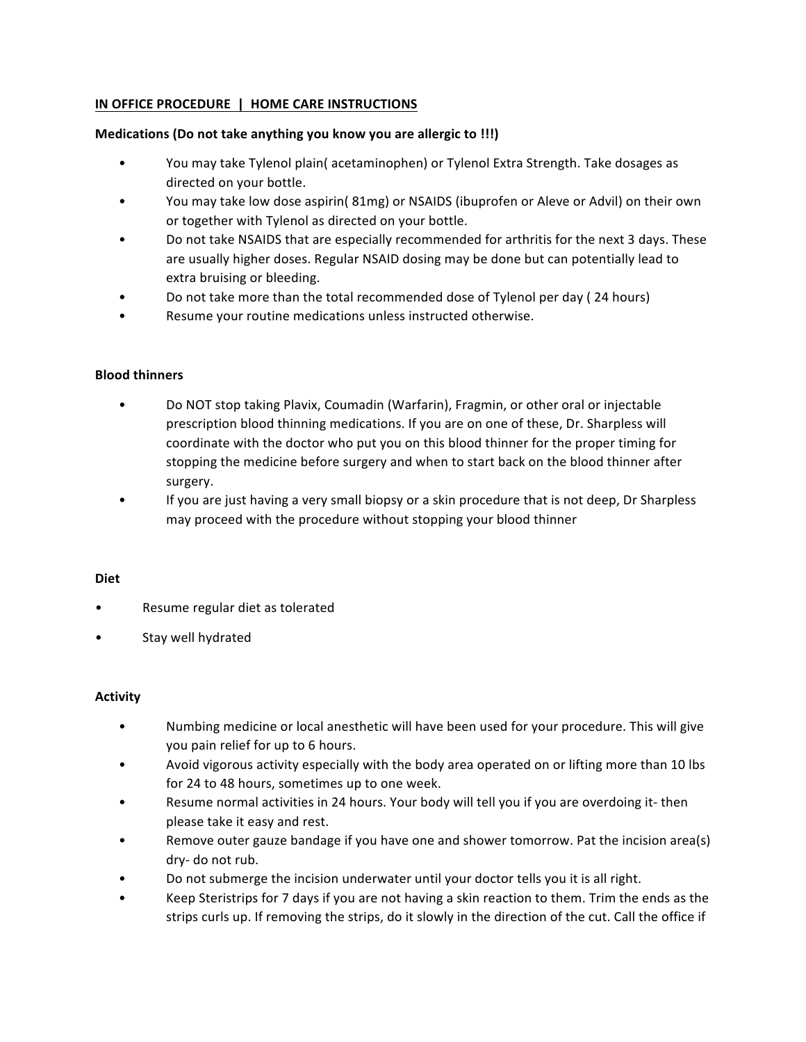**IN OFFICE PROCEDURE | HOME CARE INSTRUCTIONS**

**Medications (Do not take anything you know you are allergic to !!!)**

- You may take Tylenol plain( acetaminophen) or Tylenol Extra Strength. Take dosages as directed on your bottle.
- You may take low dose aspirin( 81mg) or NSAIDS (ibuprofen or Aleve or Advil) on their own or together with Tylenol as directed on your bottle.
- Do not take NSAIDS that are especially recommended for arthritis for the next 3 days. These are usually higher doses. Regular NSAID dosing may be done but can potentially lead to extra bruising or bleeding.
- Do not take more than the total recommended dose of Tylenol per day ( 24 hours)
- Resume your routine medications unless instructed otherwise.

**Blood thinners**

- Do NOT stop taking Plavix, Coumadin (Warfarin), Fragmin, or other oral or injectable prescription blood thinning medications. If you are on one of these, Dr. Sharpless will coordinate with the doctor who put you on this blood thinner for the proper timing for stopping the medicine before surgery and when to start back on the blood thinner after surgery.
- If you are just having a very small biopsy or a skin procedure that is not deep, Dr Sharpless may proceed with the procedure without stopping your blood thinner

**Diet**

- Resume regular diet as tolerated
- Stay well hydrated

**Activity**

- Numbing medicine or local anesthetic will have been used for your procedure. This will give you pain relief for up to 6 hours.
- Avoid vigorous activity especially with the body area operated on or lifting more than 10 lbs for 24 to 48 hours, sometimes up to one week.
- Resume normal activities in 24 hours. Your body will tell you if you are overdoing it- then please take it easy and rest.
- Remove outer gauze bandage if you have one and shower tomorrow. Pat the incision area(s) dry- do not rub.
- Do not submerge the incision underwater until your doctor tells you it is all right.
- Keep Steristrips for 7 days if you are not having a skin reaction to them. Trim the ends as the strips curls up. If removing the strips, do it slowly in the direction of the cut. Call the office if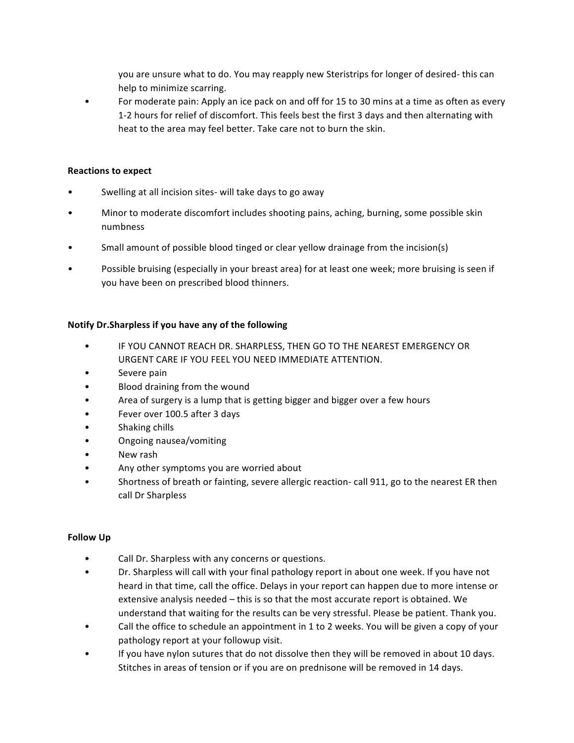you are unsure what to do. You may reapply new Steristrips for longer of desired- this can help to minimize scarring.

- For moderate pain: Apply an ice pack on and off for 15 to 30 mins at a time as often as every 1-2 hours for relief of discomfort. This feels best the first 3 days and then alternating with heat to the area may feel better. Take care not to burn the skin.

**Reactions to expect**

- Swelling at all incision sites- will take days to go away
- Minor to moderate discomfort includes shooting pains, aching, burning, some possible skin numbness
- Small amount of possible blood tinged or clear yellow drainage from the incision(s)
- Possible bruising (especially in your breast area) for at least one week; more bruising is seen if you have been on prescribed blood thinners.

**Notify Dr.Sharpless if you have any of the following**

- IF YOU CANNOT REACH DR. SHARPLESS, THEN GO TO THE NEAREST EMERGENCY OR URGENT CARE IF YOU FEEL YOU NEED IMMEDIATE ATTENTION.
- Severe pain
- Blood draining from the wound
- Area of surgery is a lump that is getting bigger and bigger over a few hours
- Fever over 100.5 after 3 days
- Shaking chills
- Ongoing nausea/vomiting
- New rash
- Any other symptoms you are worried about
- Shortness of breath or fainting, severe allergic reaction- call 911, go to the nearest ER then call Dr Sharpless

**Follow Up**

- Call Dr. Sharpless with any concerns or questions.
- Dr. Sharpless will call with your final pathology report in about one week. If you have not heard in that time, call the office. Delays in your report can happen due to more intense or extensive analysis needed – this is so that the most accurate report is obtained. We understand that waiting for the results can be very stressful. Please be patient. Thank you.
- Call the office to schedule an appointment in 1 to 2 weeks. You will be given a copy of your pathology report at your followup visit.
- If you have nylon sutures that do not dissolve then they will be removed in about 10 days. Stitches in areas of tension or if you are on prednisone will be removed in 14 days.